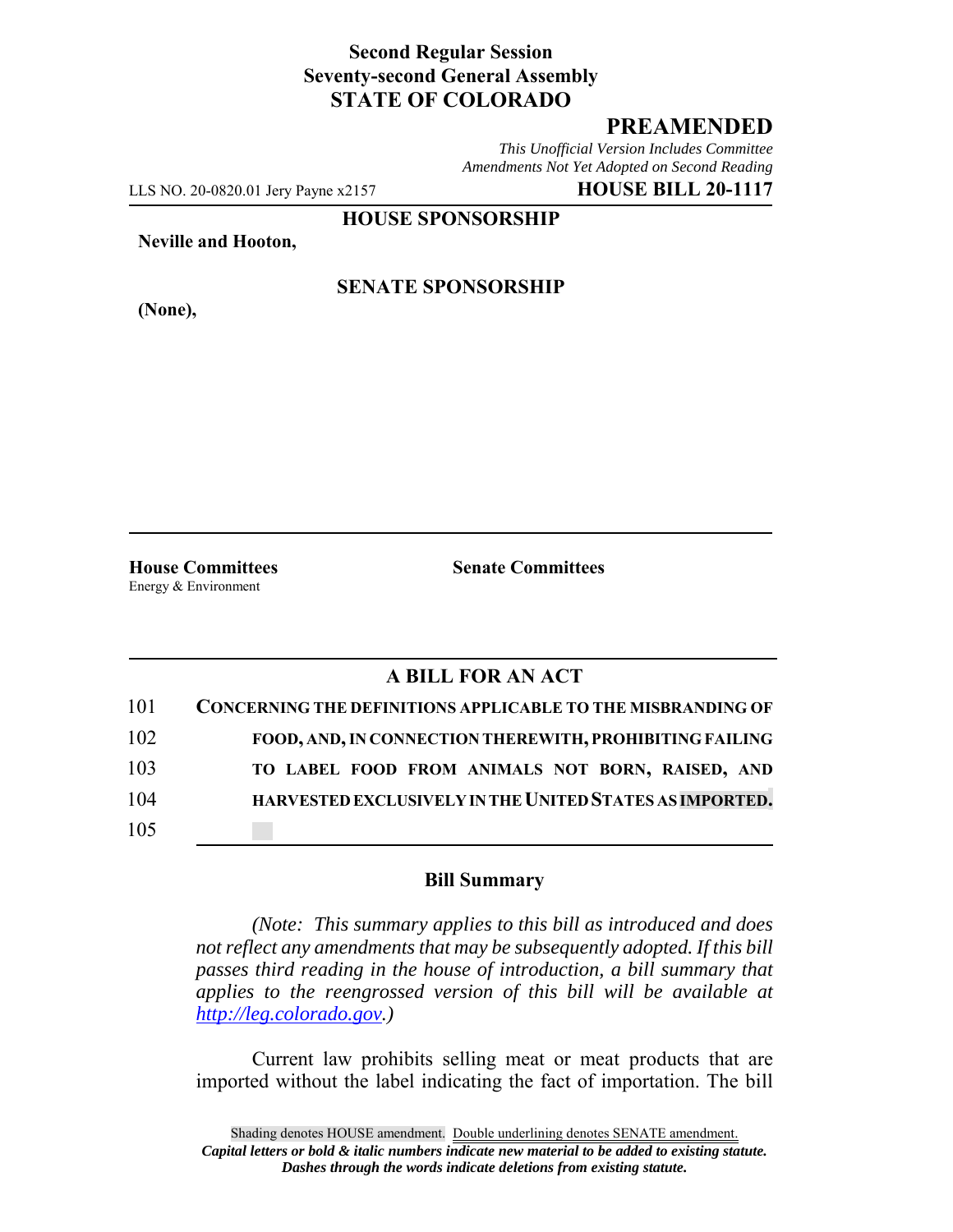**Second Regular Session**
**Seventy-second General Assembly**
**STATE OF COLORADO**

## PREAMENDED

*This Unofficial Version Includes Committee Amendments Not Yet Adopted on Second Reading*

LLS NO. 20-0820.01 Jery Payne x2157 **HOUSE BILL 20-1117**

**HOUSE SPONSORSHIP**

**Neville and Hooton,**

**SENATE SPONSORSHIP**

**(None),**

**House Committees**
Energy & Environment

**Senate Committees**

### A BILL FOR AN ACT

101 **CONCERNING THE DEFINITIONS APPLICABLE TO THE MISBRANDING OF**
102 **FOOD, AND, IN CONNECTION THEREWITH, PROHIBITING FAILING**
103 **TO LABEL FOOD FROM ANIMALS NOT BORN, RAISED, AND**
104 **HARVESTED EXCLUSIVELY IN THE UNITED STATES AS IMPORTED.**
105

### Bill Summary

*(Note: This summary applies to this bill as introduced and does not reflect any amendments that may be subsequently adopted. If this bill passes third reading in the house of introduction, a bill summary that applies to the reengrossed version of this bill will be available at http://leg.colorado.gov.)*

Current law prohibits selling meat or meat products that are imported without the label indicating the fact of importation. The bill

Shading denotes HOUSE amendment. Double underlining denotes SENATE amendment.
*Capital letters or bold & italic numbers indicate new material to be added to existing statute.*
*Dashes through the words indicate deletions from existing statute.*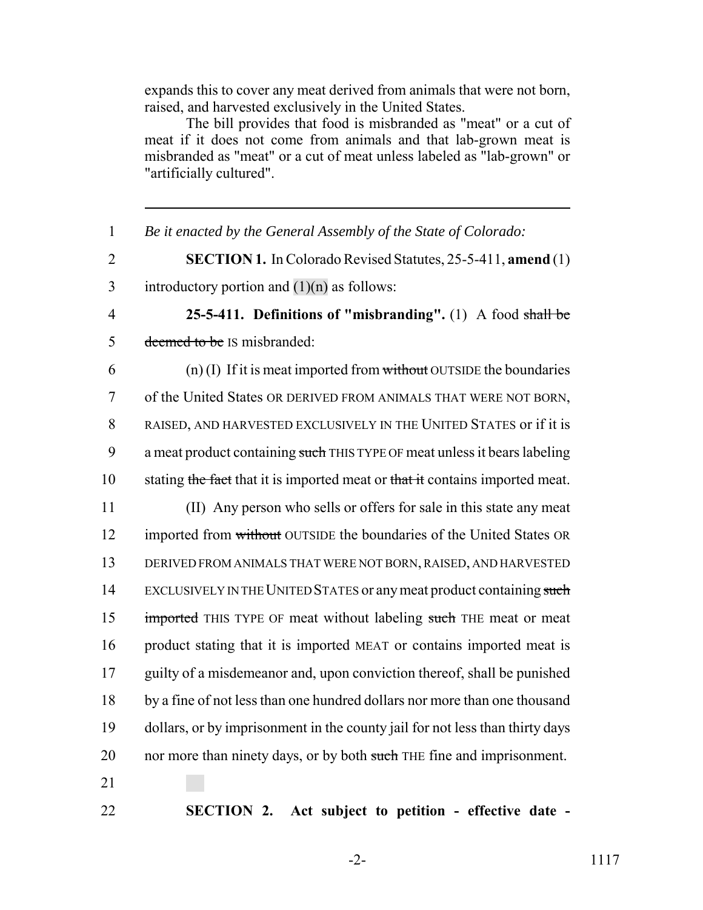expands this to cover any meat derived from animals that were not born, raised, and harvested exclusively in the United States.

The bill provides that food is misbranded as "meat" or a cut of meat if it does not come from animals and that lab-grown meat is misbranded as "meat" or a cut of meat unless labeled as "lab-grown" or "artificially cultured".

---

1 *Be it enacted by the General Assembly of the State of Colorado:*

2 **SECTION 1.** In Colorado Revised Statutes, 25-5-411, **amend** (1)
3 introductory portion and (1)(n) as follows:

4 **25-5-411. Definitions of "misbranding".** (1) A food ~~shall be~~
5 ~~deemed to be~~ IS misbranded:

6 (n) (I) If it is meat imported from ~~without~~ OUTSIDE the boundaries
7 of the United States OR DERIVED FROM ANIMALS THAT WERE NOT BORN,
8 RAISED, AND HARVESTED EXCLUSIVELY IN THE UNITED STATES or if it is
9 a meat product containing ~~such~~ THIS TYPE OF meat unless it bears labeling
10 stating ~~the fact~~ that it is imported meat or ~~that it~~ contains imported meat.

11 (II) Any person who sells or offers for sale in this state any meat
12 imported from ~~without~~ OUTSIDE the boundaries of the United States OR
13 DERIVED FROM ANIMALS THAT WERE NOT BORN, RAISED, AND HARVESTED
14 EXCLUSIVELY IN THE UNITED STATES or any meat product containing ~~such~~
15 ~~imported~~ THIS TYPE OF meat without labeling ~~such~~ THE meat or meat
16 product stating that it is imported MEAT or contains imported meat is
17 guilty of a misdemeanor and, upon conviction thereof, shall be punished
18 by a fine of not less than one hundred dollars nor more than one thousand
19 dollars, or by imprisonment in the county jail for not less than thirty days
20 nor more than ninety days, or by both ~~such~~ THE fine and imprisonment.

21

22 **SECTION 2. Act subject to petition - effective date -**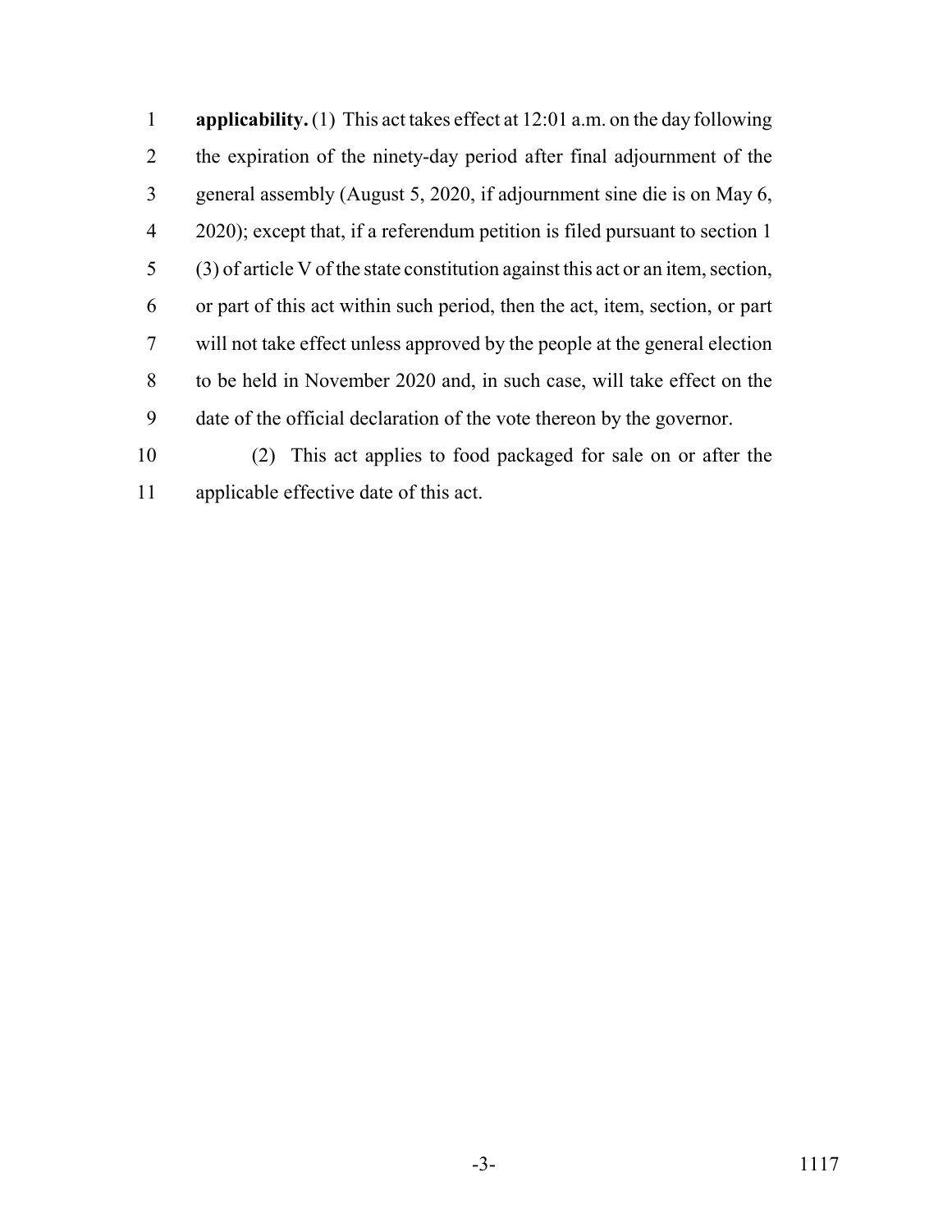**applicability.** (1) This act takes effect at 12:01 a.m. on the day following the expiration of the ninety-day period after final adjournment of the general assembly (August 5, 2020, if adjournment sine die is on May 6, 2020); except that, if a referendum petition is filed pursuant to section 1 (3) of article V of the state constitution against this act or an item, section, or part of this act within such period, then the act, item, section, or part will not take effect unless approved by the people at the general election to be held in November 2020 and, in such case, will take effect on the date of the official declaration of the vote thereon by the governor.

(2) This act applies to food packaged for sale on or after the applicable effective date of this act.